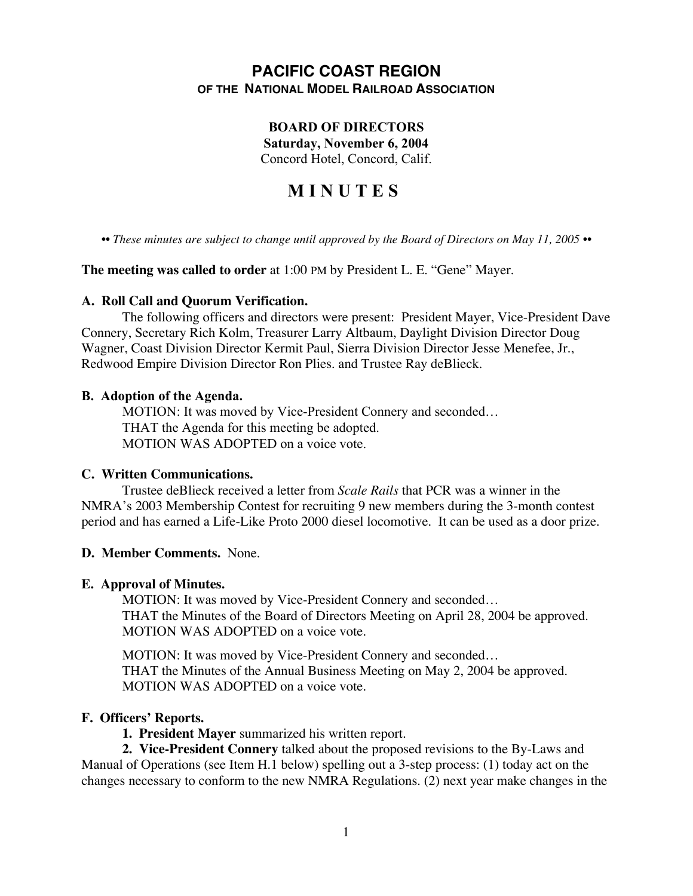# PACIFIC COAST REGION

### OF THE NATIONAL MODEL RAILROAD ASSOCIATION

**BOARD OF DIRECTORS**
**Saturday, November 6, 2004**
Concord Hotel, Concord, Calif.

# M I N U T E S

*•• These minutes are subject to change until approved by the Board of Directors on May 11, 2005 ••*

**The meeting was called to order** at 1:00 PM by President L. E. "Gene" Mayer.

**A. Roll Call and Quorum Verification.**

The following officers and directors were present: President Mayer, Vice-President Dave Connery, Secretary Rich Kolm, Treasurer Larry Altbaum, Daylight Division Director Doug Wagner, Coast Division Director Kermit Paul, Sierra Division Director Jesse Menefee, Jr., Redwood Empire Division Director Ron Plies. and Trustee Ray deBlieck.

**B. Adoption of the Agenda.**

MOTION: It was moved by Vice-President Connery and seconded…
THAT the Agenda for this meeting be adopted.
MOTION WAS ADOPTED on a voice vote.

**C. Written Communications.**

Trustee deBlieck received a letter from *Scale Rails* that PCR was a winner in the NMRA's 2003 Membership Contest for recruiting 9 new members during the 3-month contest period and has earned a Life-Like Proto 2000 diesel locomotive. It can be used as a door prize.

**D. Member Comments.** None.

**E. Approval of Minutes.**

MOTION: It was moved by Vice-President Connery and seconded…
THAT the Minutes of the Board of Directors Meeting on April 28, 2004 be approved.
MOTION WAS ADOPTED on a voice vote.

MOTION: It was moved by Vice-President Connery and seconded…
THAT the Minutes of the Annual Business Meeting on May 2, 2004 be approved.
MOTION WAS ADOPTED on a voice vote.

**F. Officers' Reports.**

**1. President Mayer** summarized his written report.

**2. Vice-President Connery** talked about the proposed revisions to the By-Laws and Manual of Operations (see Item H.1 below) spelling out a 3-step process: (1) today act on the changes necessary to conform to the new NMRA Regulations. (2) next year make changes in the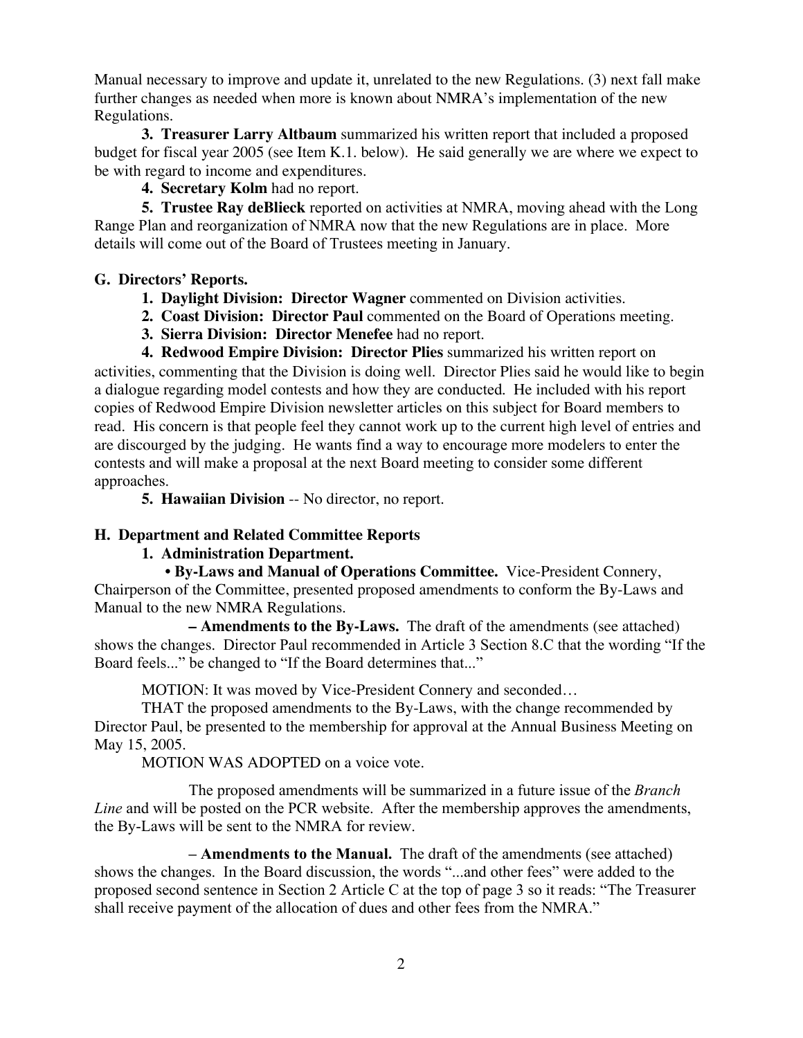Manual necessary to improve and update it, unrelated to the new Regulations. (3) next fall make further changes as needed when more is known about NMRA's implementation of the new Regulations.

**3. Treasurer Larry Altbaum** summarized his written report that included a proposed budget for fiscal year 2005 (see Item K.1. below). He said generally we are where we expect to be with regard to income and expenditures.

**4. Secretary Kolm** had no report.

**5. Trustee Ray deBlieck** reported on activities at NMRA, moving ahead with the Long Range Plan and reorganization of NMRA now that the new Regulations are in place. More details will come out of the Board of Trustees meeting in January.

**G. Directors' Reports.**

**1. Daylight Division: Director Wagner** commented on Division activities.

**2. Coast Division: Director Paul** commented on the Board of Operations meeting.

**3. Sierra Division: Director Menefee** had no report.

**4. Redwood Empire Division: Director Plies** summarized his written report on activities, commenting that the Division is doing well. Director Plies said he would like to begin a dialogue regarding model contests and how they are conducted. He included with his report copies of Redwood Empire Division newsletter articles on this subject for Board members to read. His concern is that people feel they cannot work up to the current high level of entries and are discourged by the judging. He wants find a way to encourage more modelers to enter the contests and will make a proposal at the next Board meeting to consider some different approaches.

**5. Hawaiian Division** -- No director, no report.

**H. Department and Related Committee Reports**

**1. Administration Department.**

**• By-Laws and Manual of Operations Committee.** Vice-President Connery, Chairperson of the Committee, presented proposed amendments to conform the By-Laws and Manual to the new NMRA Regulations.

**– Amendments to the By-Laws.** The draft of the amendments (see attached) shows the changes. Director Paul recommended in Article 3 Section 8.C that the wording "If the Board feels..." be changed to "If the Board determines that..."

MOTION: It was moved by Vice-President Connery and seconded…

THAT the proposed amendments to the By-Laws, with the change recommended by Director Paul, be presented to the membership for approval at the Annual Business Meeting on May 15, 2005.

MOTION WAS ADOPTED on a voice vote.

The proposed amendments will be summarized in a future issue of the *Branch Line* and will be posted on the PCR website. After the membership approves the amendments, the By-Laws will be sent to the NMRA for review.

**– Amendments to the Manual.** The draft of the amendments (see attached) shows the changes. In the Board discussion, the words "...and other fees" were added to the proposed second sentence in Section 2 Article C at the top of page 3 so it reads: "The Treasurer shall receive payment of the allocation of dues and other fees from the NMRA."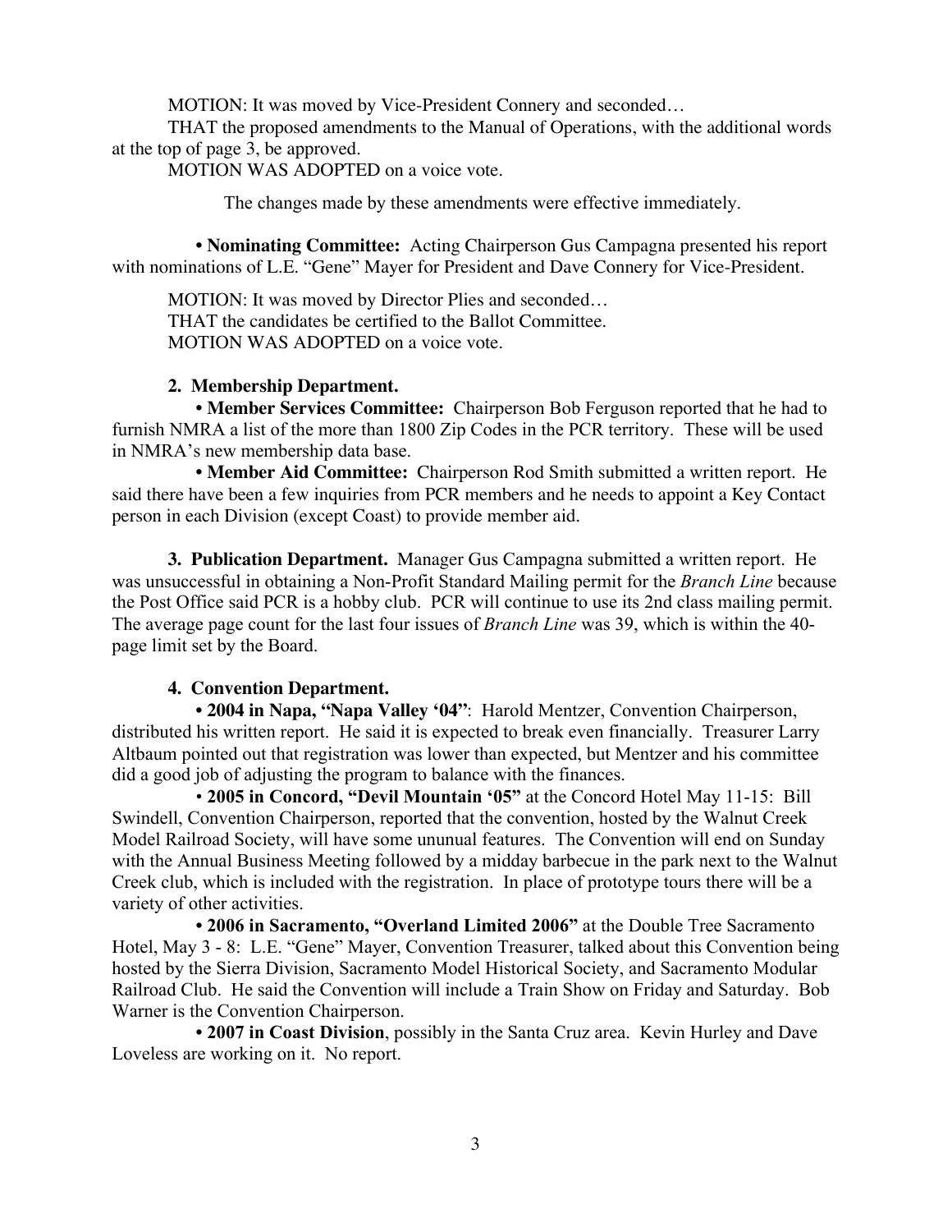MOTION: It was moved by Vice-President Connery and seconded…

THAT the proposed amendments to the Manual of Operations, with the additional words at the top of page 3, be approved.

MOTION WAS ADOPTED on a voice vote.

The changes made by these amendments were effective immediately.

• **Nominating Committee:** Acting Chairperson Gus Campagna presented his report with nominations of L.E. "Gene" Mayer for President and Dave Connery for Vice-President.

MOTION: It was moved by Director Plies and seconded…
THAT the candidates be certified to the Ballot Committee.
MOTION WAS ADOPTED on a voice vote.

**2. Membership Department.**

• **Member Services Committee:** Chairperson Bob Ferguson reported that he had to furnish NMRA a list of the more than 1800 Zip Codes in the PCR territory. These will be used in NMRA's new membership data base.

• **Member Aid Committee:** Chairperson Rod Smith submitted a written report. He said there have been a few inquiries from PCR members and he needs to appoint a Key Contact person in each Division (except Coast) to provide member aid.

**3. Publication Department.** Manager Gus Campagna submitted a written report. He was unsuccessful in obtaining a Non-Profit Standard Mailing permit for the *Branch Line* because the Post Office said PCR is a hobby club. PCR will continue to use its 2nd class mailing permit. The average page count for the last four issues of *Branch Line* was 39, which is within the 40-page limit set by the Board.

**4. Convention Department.**

• **2004 in Napa, "Napa Valley '04"**: Harold Mentzer, Convention Chairperson, distributed his written report. He said it is expected to break even financially. Treasurer Larry Altbaum pointed out that registration was lower than expected, but Mentzer and his committee did a good job of adjusting the program to balance with the finances.

• **2005 in Concord, "Devil Mountain '05"** at the Concord Hotel May 11-15: Bill Swindell, Convention Chairperson, reported that the convention, hosted by the Walnut Creek Model Railroad Society, will have some ununual features. The Convention will end on Sunday with the Annual Business Meeting followed by a midday barbecue in the park next to the Walnut Creek club, which is included with the registration. In place of prototype tours there will be a variety of other activities.

• **2006 in Sacramento, "Overland Limited 2006"** at the Double Tree Sacramento Hotel, May 3 - 8: L.E. "Gene" Mayer, Convention Treasurer, talked about this Convention being hosted by the Sierra Division, Sacramento Model Historical Society, and Sacramento Modular Railroad Club. He said the Convention will include a Train Show on Friday and Saturday. Bob Warner is the Convention Chairperson.

• **2007 in Coast Division**, possibly in the Santa Cruz area. Kevin Hurley and Dave Loveless are working on it. No report.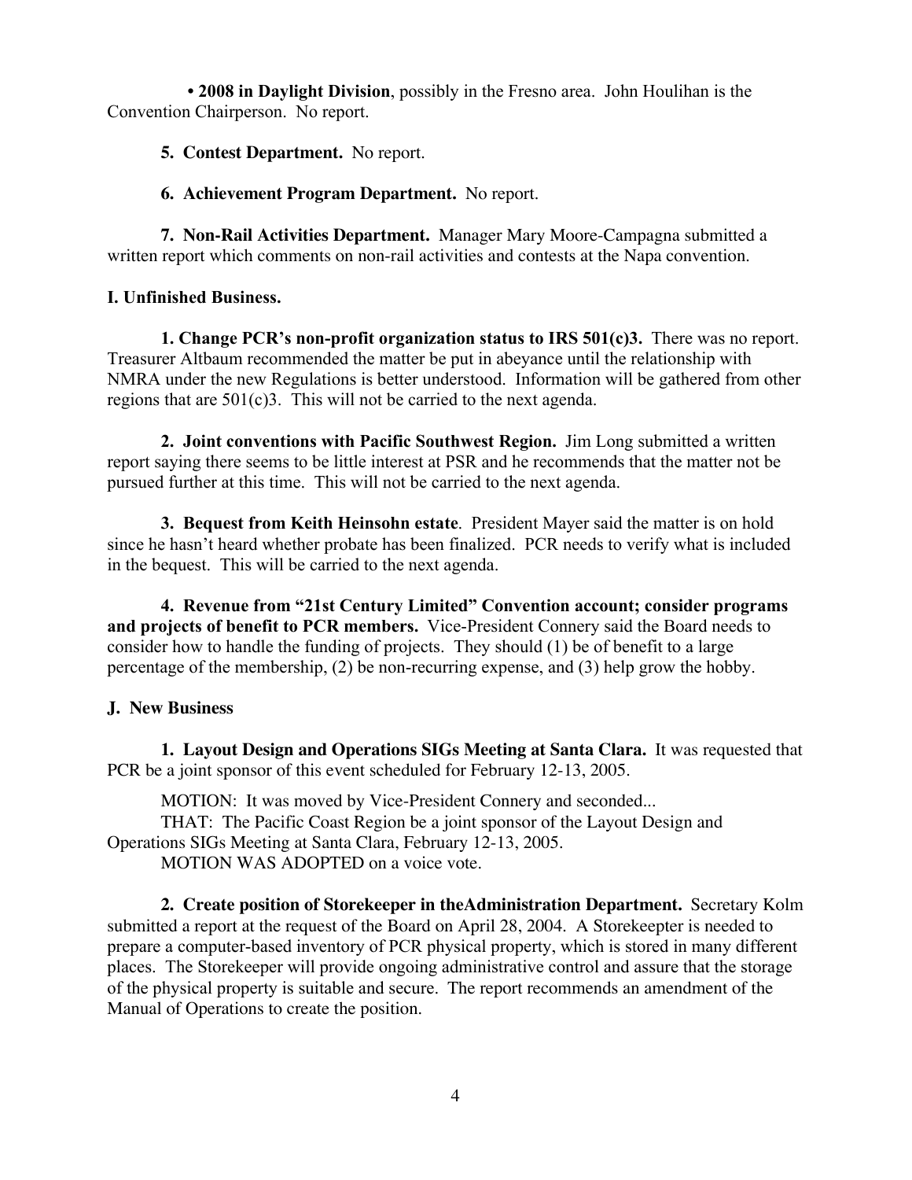• **2008 in Daylight Division**, possibly in the Fresno area. John Houlihan is the Convention Chairperson. No report.

**5. Contest Department.** No report.

**6. Achievement Program Department.** No report.

**7. Non-Rail Activities Department.** Manager Mary Moore-Campagna submitted a written report which comments on non-rail activities and contests at the Napa convention.

**I. Unfinished Business.**

**1. Change PCR's non-profit organization status to IRS 501(c)3.** There was no report. Treasurer Altbaum recommended the matter be put in abeyance until the relationship with NMRA under the new Regulations is better understood. Information will be gathered from other regions that are 501(c)3. This will not be carried to the next agenda.

**2. Joint conventions with Pacific Southwest Region.** Jim Long submitted a written report saying there seems to be little interest at PSR and he recommends that the matter not be pursued further at this time. This will not be carried to the next agenda.

**3. Bequest from Keith Heinsohn estate**. President Mayer said the matter is on hold since he hasn't heard whether probate has been finalized. PCR needs to verify what is included in the bequest. This will be carried to the next agenda.

**4. Revenue from "21st Century Limited" Convention account; consider programs and projects of benefit to PCR members.** Vice-President Connery said the Board needs to consider how to handle the funding of projects. They should (1) be of benefit to a large percentage of the membership, (2) be non-recurring expense, and (3) help grow the hobby.

**J. New Business**

**1. Layout Design and Operations SIGs Meeting at Santa Clara.** It was requested that PCR be a joint sponsor of this event scheduled for February 12-13, 2005.

MOTION: It was moved by Vice-President Connery and seconded...
THAT: The Pacific Coast Region be a joint sponsor of the Layout Design and Operations SIGs Meeting at Santa Clara, February 12-13, 2005.
MOTION WAS ADOPTED on a voice vote.

**2. Create position of Storekeeper in theAdministration Department.** Secretary Kolm submitted a report at the request of the Board on April 28, 2004. A Storekeepter is needed to prepare a computer-based inventory of PCR physical property, which is stored in many different places. The Storekeeper will provide ongoing administrative control and assure that the storage of the physical property is suitable and secure. The report recommends an amendment of the Manual of Operations to create the position.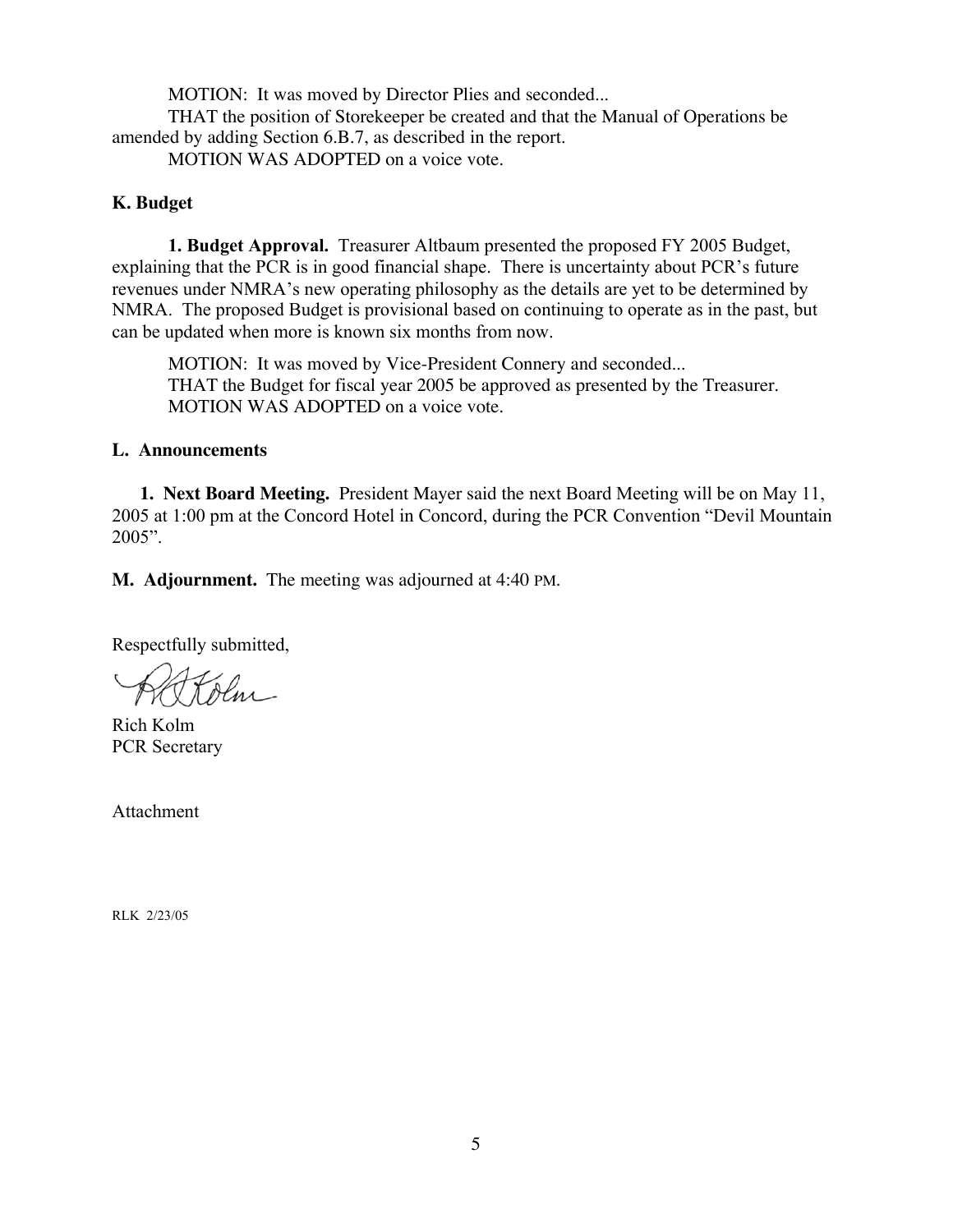MOTION: It was moved by Director Plies and seconded...

THAT the position of Storekeeper be created and that the Manual of Operations be amended by adding Section 6.B.7, as described in the report.

MOTION WAS ADOPTED on a voice vote.

**K. Budget**

**1. Budget Approval.** Treasurer Altbaum presented the proposed FY 2005 Budget, explaining that the PCR is in good financial shape. There is uncertainty about PCR's future revenues under NMRA's new operating philosophy as the details are yet to be determined by NMRA. The proposed Budget is provisional based on continuing to operate as in the past, but can be updated when more is known six months from now.

MOTION: It was moved by Vice-President Connery and seconded...
THAT the Budget for fiscal year 2005 be approved as presented by the Treasurer.
MOTION WAS ADOPTED on a voice vote.

**L. Announcements**

**1. Next Board Meeting.** President Mayer said the next Board Meeting will be on May 11, 2005 at 1:00 pm at the Concord Hotel in Concord, during the PCR Convention "Devil Mountain 2005".

**M. Adjournment.** The meeting was adjourned at 4:40 PM.

Respectfully submitted,

Rich Kolm
PCR Secretary

Attachment

RLK 2/23/05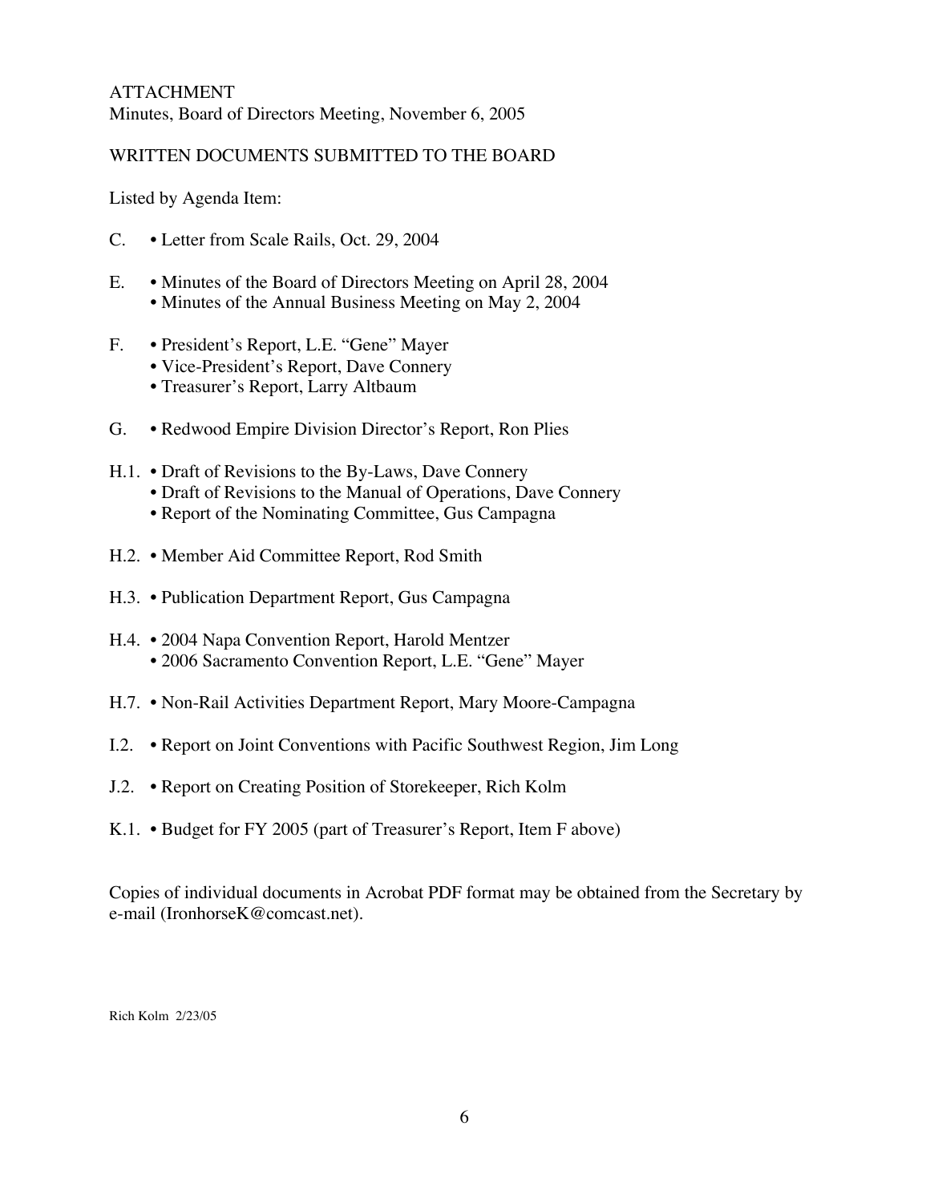ATTACHMENT
Minutes, Board of Directors Meeting, November 6, 2005

WRITTEN DOCUMENTS SUBMITTED TO THE BOARD

Listed by Agenda Item:

C. • Letter from Scale Rails, Oct. 29, 2004

E. • Minutes of the Board of Directors Meeting on April 28, 2004
  • Minutes of the Annual Business Meeting on May 2, 2004

F. • President's Report, L.E. "Gene" Mayer
  • Vice-President's Report, Dave Connery
  • Treasurer's Report, Larry Altbaum

G. • Redwood Empire Division Director's Report, Ron Plies

H.1. • Draft of Revisions to the By-Laws, Dave Connery
  • Draft of Revisions to the Manual of Operations, Dave Connery
  • Report of the Nominating Committee, Gus Campagna

H.2. • Member Aid Committee Report, Rod Smith

H.3. • Publication Department Report, Gus Campagna

H.4. • 2004 Napa Convention Report, Harold Mentzer
  • 2006 Sacramento Convention Report, L.E. "Gene" Mayer

H.7. • Non-Rail Activities Department Report, Mary Moore-Campagna

I.2. • Report on Joint Conventions with Pacific Southwest Region, Jim Long

J.2. • Report on Creating Position of Storekeeper, Rich Kolm

K.1. • Budget for FY 2005 (part of Treasurer's Report, Item F above)

Copies of individual documents in Acrobat PDF format may be obtained from the Secretary by e-mail (IronhorseK@comcast.net).

Rich Kolm 2/23/05